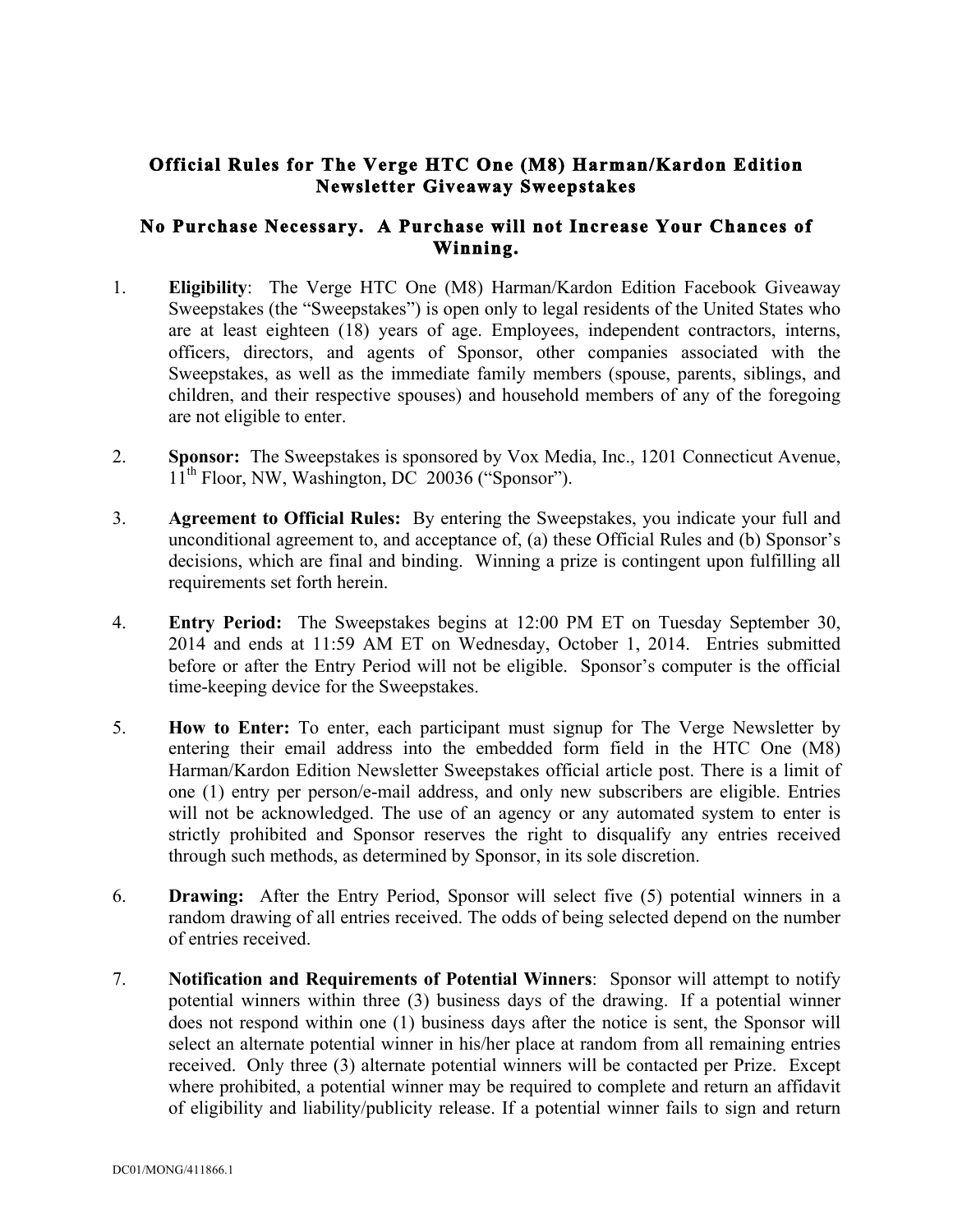# Official Rules for The Verge HTC One (M8) Harman/Kardon Edition Newsletter Giveaway Sweepstakes

## No Purchase Necessary. A Purchase will not Increase Your Chances of Winning.

1. **Eligibility**: The Verge HTC One (M8) Harman/Kardon Edition Facebook Giveaway Sweepstakes (the "Sweepstakes") is open only to legal residents of the United States who are at least eighteen (18) years of age. Employees, independent contractors, interns, officers, directors, and agents of Sponsor, other companies associated with the Sweepstakes, as well as the immediate family members (spouse, parents, siblings, and children, and their respective spouses) and household members of any of the foregoing are not eligible to enter.

2. **Sponsor:** The Sweepstakes is sponsored by Vox Media, Inc., 1201 Connecticut Avenue, 11th Floor, NW, Washington, DC 20036 ("Sponsor").

3. **Agreement to Official Rules:** By entering the Sweepstakes, you indicate your full and unconditional agreement to, and acceptance of, (a) these Official Rules and (b) Sponsor's decisions, which are final and binding. Winning a prize is contingent upon fulfilling all requirements set forth herein.

4. **Entry Period:** The Sweepstakes begins at 12:00 PM ET on Tuesday September 30, 2014 and ends at 11:59 AM ET on Wednesday, October 1, 2014. Entries submitted before or after the Entry Period will not be eligible. Sponsor's computer is the official time-keeping device for the Sweepstakes.

5. **How to Enter:** To enter, each participant must signup for The Verge Newsletter by entering their email address into the embedded form field in the HTC One (M8) Harman/Kardon Edition Newsletter Sweepstakes official article post. There is a limit of one (1) entry per person/e-mail address, and only new subscribers are eligible. Entries will not be acknowledged. The use of an agency or any automated system to enter is strictly prohibited and Sponsor reserves the right to disqualify any entries received through such methods, as determined by Sponsor, in its sole discretion.

6. **Drawing:** After the Entry Period, Sponsor will select five (5) potential winners in a random drawing of all entries received. The odds of being selected depend on the number of entries received.

7. **Notification and Requirements of Potential Winners**: Sponsor will attempt to notify potential winners within three (3) business days of the drawing. If a potential winner does not respond within one (1) business days after the notice is sent, the Sponsor will select an alternate potential winner in his/her place at random from all remaining entries received. Only three (3) alternate potential winners will be contacted per Prize. Except where prohibited, a potential winner may be required to complete and return an affidavit of eligibility and liability/publicity release. If a potential winner fails to sign and return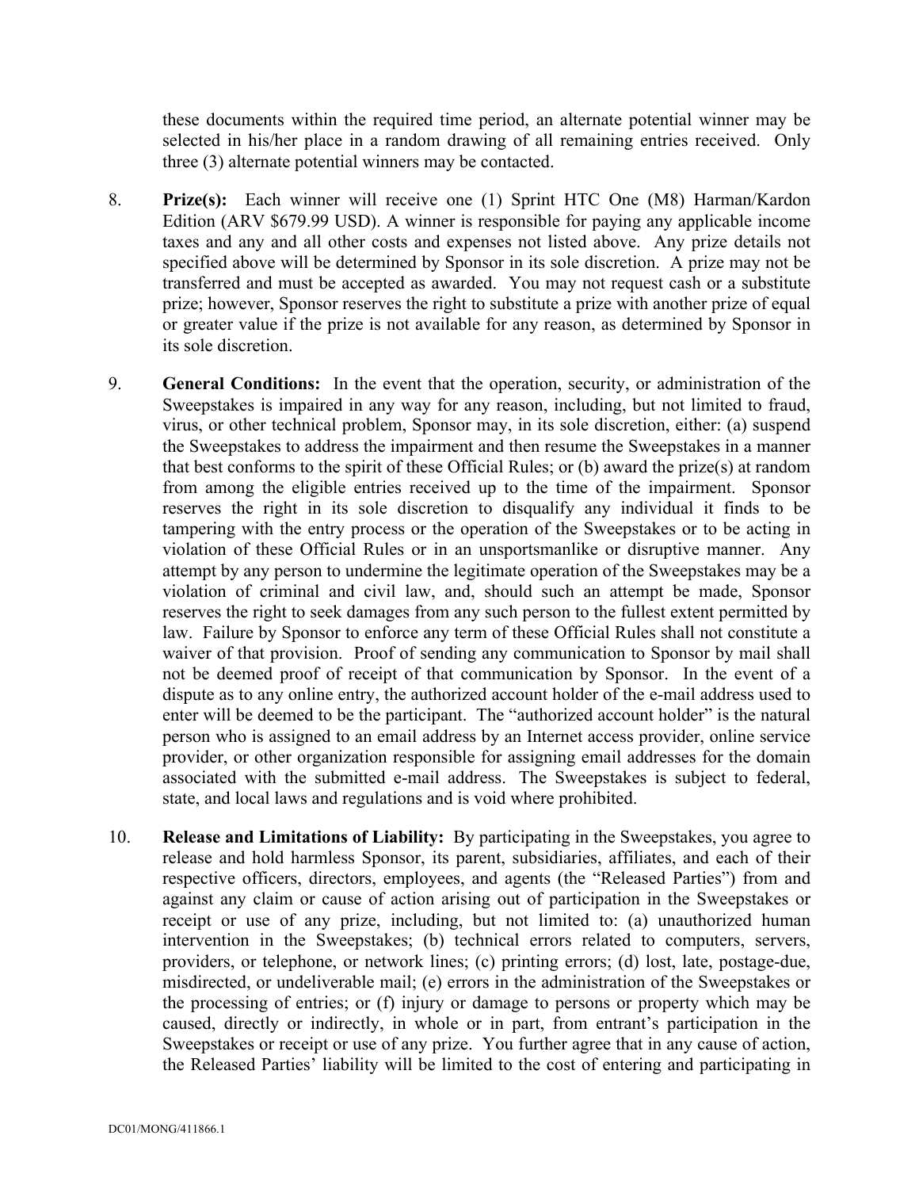these documents within the required time period, an alternate potential winner may be selected in his/her place in a random drawing of all remaining entries received. Only three (3) alternate potential winners may be contacted.

8. **Prize(s):** Each winner will receive one (1) Sprint HTC One (M8) Harman/Kardon Edition (ARV $679.99 USD). A winner is responsible for paying any applicable income taxes and any and all other costs and expenses not listed above. Any prize details not specified above will be determined by Sponsor in its sole discretion. A prize may not be transferred and must be accepted as awarded. You may not request cash or a substitute prize; however, Sponsor reserves the right to substitute a prize with another prize of equal or greater value if the prize is not available for any reason, as determined by Sponsor in its sole discretion.

9. **General Conditions:** In the event that the operation, security, or administration of the Sweepstakes is impaired in any way for any reason, including, but not limited to fraud, virus, or other technical problem, Sponsor may, in its sole discretion, either: (a) suspend the Sweepstakes to address the impairment and then resume the Sweepstakes in a manner that best conforms to the spirit of these Official Rules; or (b) award the prize(s) at random from among the eligible entries received up to the time of the impairment. Sponsor reserves the right in its sole discretion to disqualify any individual it finds to be tampering with the entry process or the operation of the Sweepstakes or to be acting in violation of these Official Rules or in an unsportsmanlike or disruptive manner. Any attempt by any person to undermine the legitimate operation of the Sweepstakes may be a violation of criminal and civil law, and, should such an attempt be made, Sponsor reserves the right to seek damages from any such person to the fullest extent permitted by law. Failure by Sponsor to enforce any term of these Official Rules shall not constitute a waiver of that provision. Proof of sending any communication to Sponsor by mail shall not be deemed proof of receipt of that communication by Sponsor. In the event of a dispute as to any online entry, the authorized account holder of the e-mail address used to enter will be deemed to be the participant. The "authorized account holder" is the natural person who is assigned to an email address by an Internet access provider, online service provider, or other organization responsible for assigning email addresses for the domain associated with the submitted e-mail address. The Sweepstakes is subject to federal, state, and local laws and regulations and is void where prohibited.

10. **Release and Limitations of Liability:** By participating in the Sweepstakes, you agree to release and hold harmless Sponsor, its parent, subsidiaries, affiliates, and each of their respective officers, directors, employees, and agents (the "Released Parties") from and against any claim or cause of action arising out of participation in the Sweepstakes or receipt or use of any prize, including, but not limited to: (a) unauthorized human intervention in the Sweepstakes; (b) technical errors related to computers, servers, providers, or telephone, or network lines; (c) printing errors; (d) lost, late, postage-due, misdirected, or undeliverable mail; (e) errors in the administration of the Sweepstakes or the processing of entries; or (f) injury or damage to persons or property which may be caused, directly or indirectly, in whole or in part, from entrant's participation in the Sweepstakes or receipt or use of any prize. You further agree that in any cause of action, the Released Parties' liability will be limited to the cost of entering and participating in

DC01/MONG/411866.1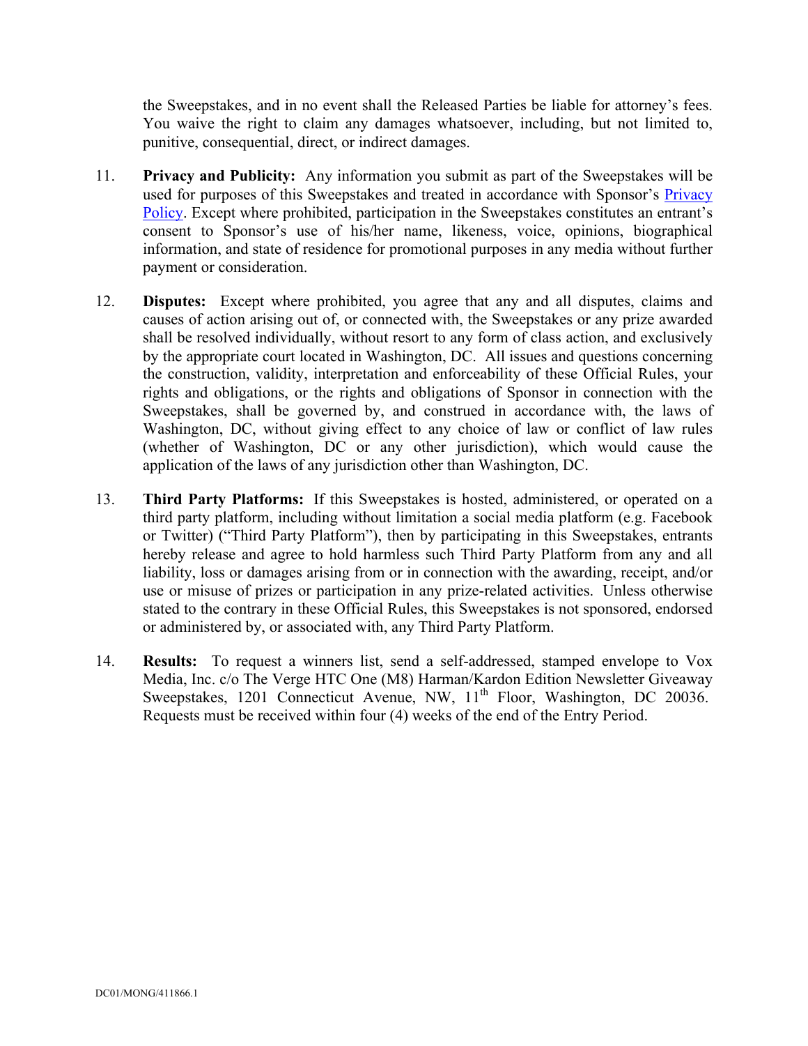the Sweepstakes, and in no event shall the Released Parties be liable for attorney's fees. You waive the right to claim any damages whatsoever, including, but not limited to, punitive, consequential, direct, or indirect damages.

11. **Privacy and Publicity:** Any information you submit as part of the Sweepstakes will be used for purposes of this Sweepstakes and treated in accordance with Sponsor's Privacy Policy. Except where prohibited, participation in the Sweepstakes constitutes an entrant's consent to Sponsor's use of his/her name, likeness, voice, opinions, biographical information, and state of residence for promotional purposes in any media without further payment or consideration.

12. **Disputes:** Except where prohibited, you agree that any and all disputes, claims and causes of action arising out of, or connected with, the Sweepstakes or any prize awarded shall be resolved individually, without resort to any form of class action, and exclusively by the appropriate court located in Washington, DC. All issues and questions concerning the construction, validity, interpretation and enforceability of these Official Rules, your rights and obligations, or the rights and obligations of Sponsor in connection with the Sweepstakes, shall be governed by, and construed in accordance with, the laws of Washington, DC, without giving effect to any choice of law or conflict of law rules (whether of Washington, DC or any other jurisdiction), which would cause the application of the laws of any jurisdiction other than Washington, DC.

13. **Third Party Platforms:** If this Sweepstakes is hosted, administered, or operated on a third party platform, including without limitation a social media platform (e.g. Facebook or Twitter) ("Third Party Platform"), then by participating in this Sweepstakes, entrants hereby release and agree to hold harmless such Third Party Platform from any and all liability, loss or damages arising from or in connection with the awarding, receipt, and/or use or misuse of prizes or participation in any prize-related activities. Unless otherwise stated to the contrary in these Official Rules, this Sweepstakes is not sponsored, endorsed or administered by, or associated with, any Third Party Platform.

14. **Results:** To request a winners list, send a self-addressed, stamped envelope to Vox Media, Inc. c/o The Verge HTC One (M8) Harman/Kardon Edition Newsletter Giveaway Sweepstakes, 1201 Connecticut Avenue, NW, 11th Floor, Washington, DC 20036. Requests must be received within four (4) weeks of the end of the Entry Period.

DC01/MONG/411866.1